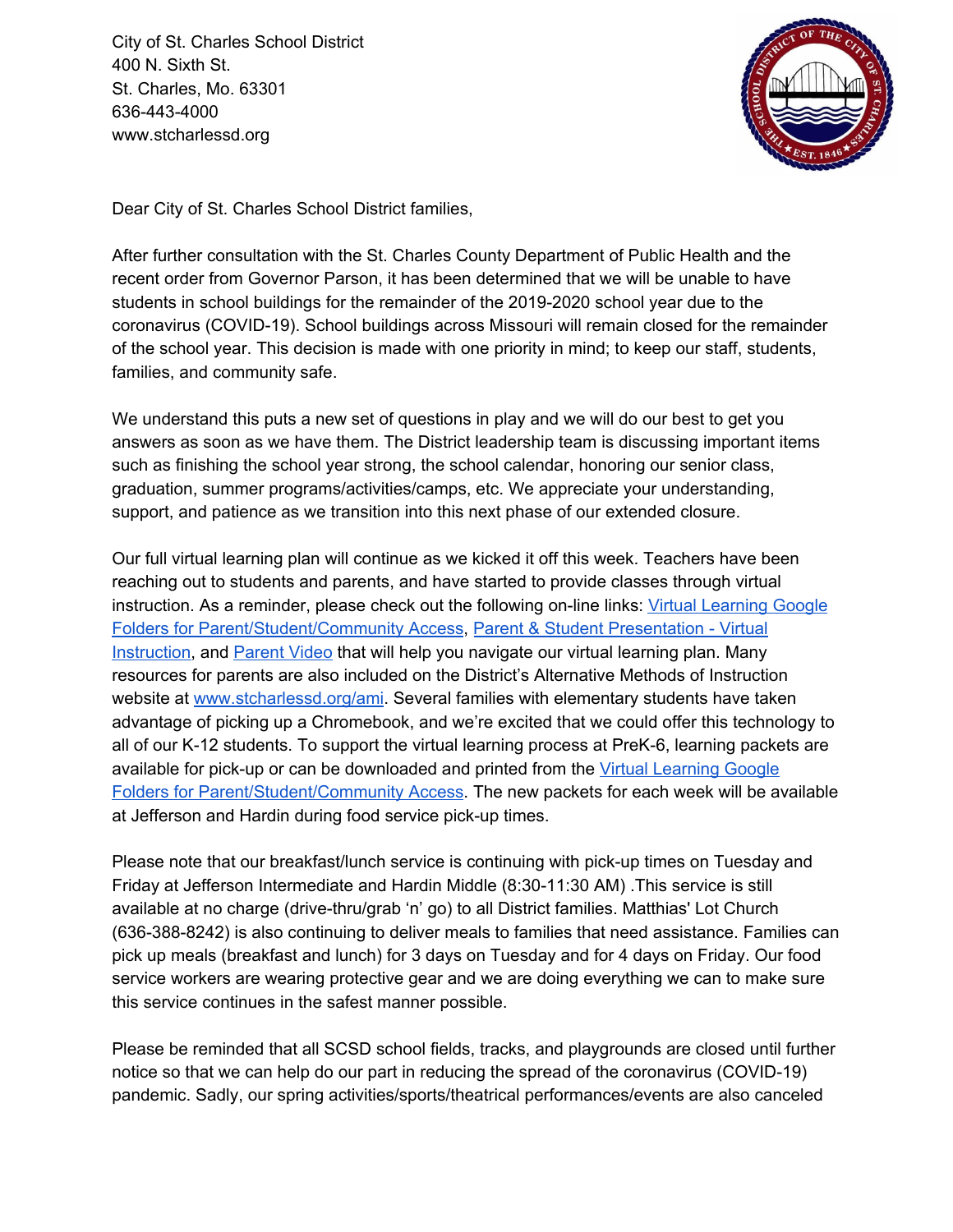City of St. Charles School District
400 N. Sixth St.
St. Charles, Mo. 63301
636-443-4000
www.stcharlessd.org

Dear City of St. Charles School District families,

After further consultation with the St. Charles County Department of Public Health and the recent order from Governor Parson, it has been determined that we will be unable to have students in school buildings for the remainder of the 2019-2020 school year due to the coronavirus (COVID-19). School buildings across Missouri will remain closed for the remainder of the school year. This decision is made with one priority in mind; to keep our staff, students, families, and community safe.

We understand this puts a new set of questions in play and we will do our best to get you answers as soon as we have them. The District leadership team is discussing important items such as finishing the school year strong, the school calendar, honoring our senior class, graduation, summer programs/activities/camps, etc. We appreciate your understanding, support, and patience as we transition into this next phase of our extended closure.

Our full virtual learning plan will continue as we kicked it off this week. Teachers have been reaching out to students and parents, and have started to provide classes through virtual instruction. As a reminder, please check out the following on-line links: Virtual Learning Google Folders for Parent/Student/Community Access, Parent & Student Presentation - Virtual Instruction, and Parent Video that will help you navigate our virtual learning plan. Many resources for parents are also included on the District's Alternative Methods of Instruction website at www.stcharlessd.org/ami. Several families with elementary students have taken advantage of picking up a Chromebook, and we're excited that we could offer this technology to all of our K-12 students. To support the virtual learning process at PreK-6, learning packets are available for pick-up or can be downloaded and printed from the Virtual Learning Google Folders for Parent/Student/Community Access. The new packets for each week will be available at Jefferson and Hardin during food service pick-up times.

Please note that our breakfast/lunch service is continuing with pick-up times on Tuesday and Friday at Jefferson Intermediate and Hardin Middle (8:30-11:30 AM) .This service is still available at no charge (drive-thru/grab 'n' go) to all District families. Matthias' Lot Church (636-388-8242) is also continuing to deliver meals to families that need assistance. Families can pick up meals (breakfast and lunch) for 3 days on Tuesday and for 4 days on Friday. Our food service workers are wearing protective gear and we are doing everything we can to make sure this service continues in the safest manner possible.

Please be reminded that all SCSD school fields, tracks, and playgrounds are closed until further notice so that we can help do our part in reducing the spread of the coronavirus (COVID-19) pandemic. Sadly, our spring activities/sports/theatrical performances/events are also canceled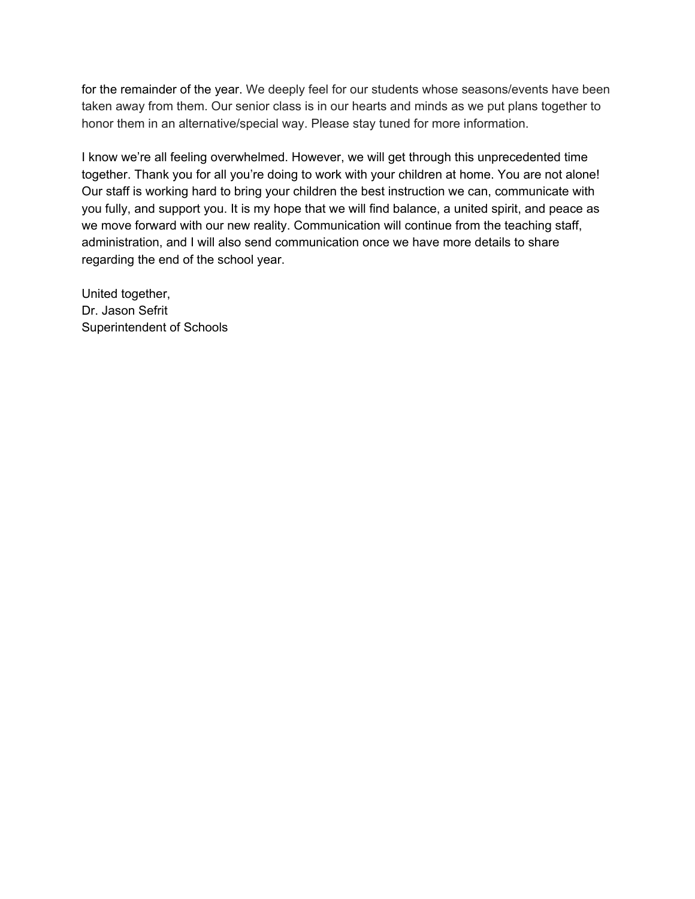for the remainder of the year. We deeply feel for our students whose seasons/events have been taken away from them. Our senior class is in our hearts and minds as we put plans together to honor them in an alternative/special way. Please stay tuned for more information.

I know we're all feeling overwhelmed. However, we will get through this unprecedented time together. Thank you for all you're doing to work with your children at home. You are not alone! Our staff is working hard to bring your children the best instruction we can, communicate with you fully, and support you. It is my hope that we will find balance, a united spirit, and peace as we move forward with our new reality. Communication will continue from the teaching staff, administration, and I will also send communication once we have more details to share regarding the end of the school year.

United together,
Dr. Jason Sefrit
Superintendent of Schools